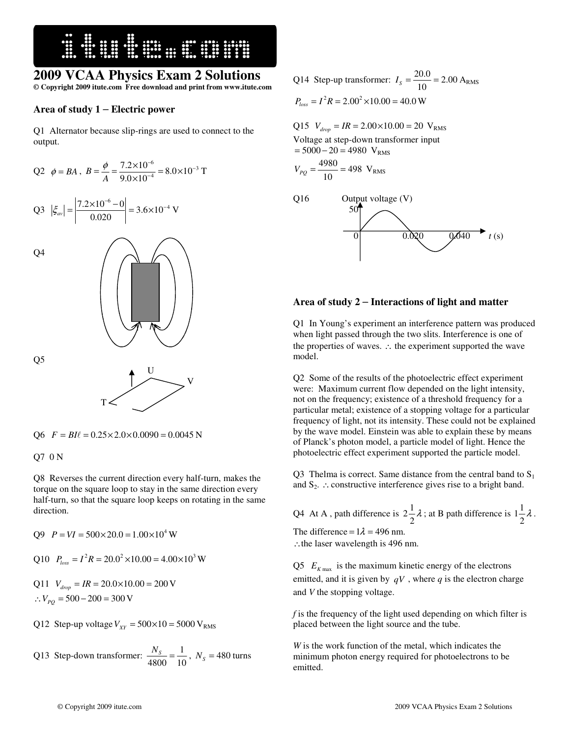# 2009 VCAA Physics Exam 2 Solutions

**© Copyright 2009 itute.com Free download and print from www.itute.com**

## Area of study 1 – Electric power

Q1 Alternator because slip-rings are used to connect to the output.

Q2 $\phi = BA$, $B = \frac{\phi}{A} = \frac{7.2\times10^{-6}}{9.0\times10^{-4}} = 8.0\times10^{-3}$ T

Q3 $|\xi_{av}| = \left|\frac{7.2\times10^{-6} - 0}{0.020}\right| = 3.6\times10^{-4}$ V

Q4

Q5

U

V

T

Q6 $F = BI\ell = 0.25\times2.0\times0.0090 = 0.0045$ N

Q7 0 N

Q8 Reverses the current direction every half-turn, makes the torque on the square loop to stay in the same direction every half-turn, so that the square loop keeps on rotating in the same direction.

Q9 $P = VI = 500\times20.0 = 1.00\times10^4$ W

Q10 $P_{loss} = I^2R = 20.0^2\times10.00 = 4.00\times10^3$ W

Q11 $V_{drop} = IR = 20.0\times10.00 = 200$ V
$\therefore V_{PQ} = 500 - 200 = 300$ V

Q12 Step-up voltage $V_{XY} = 500\times10 = 5000$ $V_{RMS}$

Q13 Step-down transformer: $\frac{N_S}{4800} = \frac{1}{10}$, $N_S = 480$ turns

Q14 Step-up transformer: $I_S = \frac{20.0}{10} = 2.00$ $A_{RMS}$

$P_{loss} = I^2R = 2.00^2\times10.00 = 40.0$ W

Q15 $V_{drop} = IR = 2.00\times10.00 = 20$ $V_{RMS}$
Voltage at step-down transformer input
$= 5000 - 20 = 4980$ $V_{RMS}$
$V_{PQ} = \frac{4980}{10} = 498$ $V_{RMS}$

Q16

Output voltage (V)

50

0

0.020

0.040

t (s)

## Area of study 2 – Interactions of light and matter

Q1 In Young's experiment an interference pattern was produced when light passed through the two slits. Interference is one of the properties of waves. $\therefore$ the experiment supported the wave model.

Q2 Some of the results of the photoelectric effect experiment were: Maximum current flow depended on the light intensity, not on the frequency; existence of a threshold frequency for a particular metal; existence of a stopping voltage for a particular frequency of light, not its intensity. These could not be explained by the wave model. Einstein was able to explain these by means of Planck's photon model, a particle model of light. Hence the photoelectric effect experiment supported the particle model.

Q3 Thelma is correct. Same distance from the central band to $S_1$ and $S_2$. $\therefore$ constructive interference gives rise to a bright band.

Q4 At A, path difference is $2\frac{1}{2}\lambda$; at B path difference is $1\frac{1}{2}\lambda$.
The difference $= 1\lambda = 496$ nm.
$\therefore$ the laser wavelength is 496 nm.

Q5 $E_{K\max}$ is the maximum kinetic energy of the electrons emitted, and it is given by $qV$, where $q$ is the electron charge and $V$ the stopping voltage.

$f$ is the frequency of the light used depending on which filter is placed between the light source and the tube.

$W$ is the work function of the metal, which indicates the minimum photon energy required for photoelectrons to be emitted.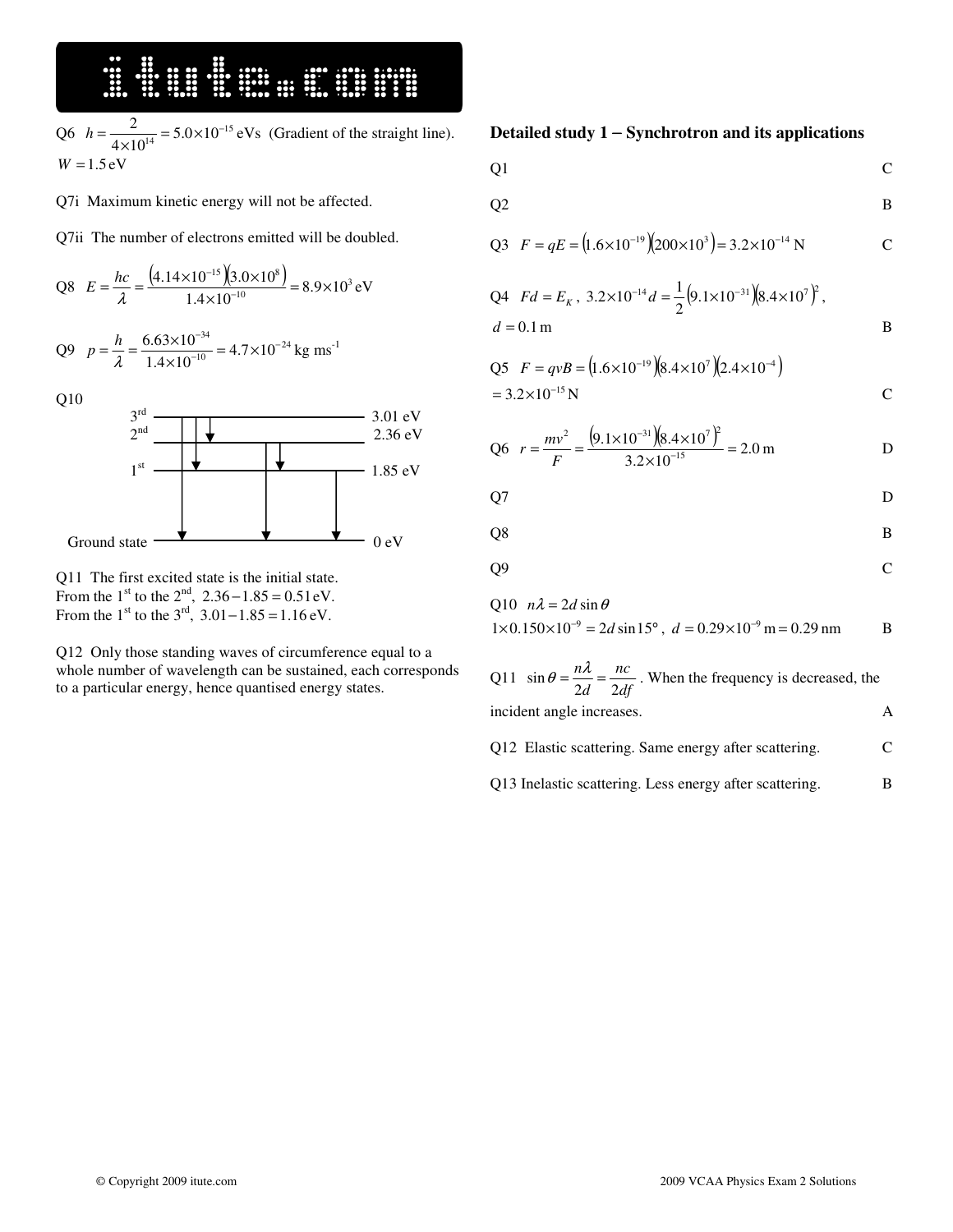Q6 $h = \frac{2}{4\times10^{14}} = 5.0\times10^{-15}$ eVs (Gradient of the straight line).
$W = 1.5\,\text{eV}$

Q7i Maximum kinetic energy will not be affected.

Q7ii The number of electrons emitted will be doubled.

Q8 $E = \frac{hc}{\lambda} = \frac{(4.14\times10^{-15})(3.0\times10^{8})}{1.4\times10^{-10}} = 8.9\times10^{3}\,\text{eV}$

Q9 $p = \frac{h}{\lambda} = \frac{6.63\times10^{-34}}{1.4\times10^{-10}} = 4.7\times10^{-24}\,\text{kg ms}^{-1}$

Q10

| Level | Energy |
|---|---|
| 3rd | 3.01 eV |
| 2nd | 2.36 eV |
| 1st | 1.85 eV |
| Ground state | 0 eV |

Transitions (arrows): 3rd → 2nd, 3rd → 1st, 3rd → ground state, 2nd → 1st, 2nd → ground state, 1st → ground state.

Q11 The first excited state is the initial state.
From the 1st to the 2nd, $2.36 - 1.85 = 0.51\,\text{eV}$.
From the 1st to the 3rd, $3.01 - 1.85 = 1.16\,\text{eV}$.

Q12 Only those standing waves of circumference equal to a whole number of wavelength can be sustained, each corresponds to a particular energy, hence quantised energy states.

## Detailed study 1 − Synchrotron and its applications

Q1 C

Q2 B

Q3 $F = qE = (1.6\times10^{-19})(200\times10^{3}) = 3.2\times10^{-14}\,\text{N}$ C

Q4 $Fd = E_K$, $3.2\times10^{-14}d = \frac{1}{2}(9.1\times10^{-31})(8.4\times10^{7})^2$,
$d = 0.1\,\text{m}$ B

Q5 $F = qvB = (1.6\times10^{-19})(8.4\times10^{7})(2.4\times10^{-4})$
$= 3.2\times10^{-15}\,\text{N}$ C

Q6 $r = \frac{mv^2}{F} = \frac{(9.1\times10^{-31})(8.4\times10^{7})^2}{3.2\times10^{-15}} = 2.0\,\text{m}$ D

Q7 D

Q8 B

Q9 C

Q10 $n\lambda = 2d\sin\theta$
$1\times0.150\times10^{-9} = 2d\sin15°$, $d = 0.29\times10^{-9}\,\text{m} = 0.29\,\text{nm}$ B

Q11 $\sin\theta = \frac{n\lambda}{2d} = \frac{nc}{2df}$. When the frequency is decreased, the incident angle increases. A

Q12 Elastic scattering. Same energy after scattering. C

Q13 Inelastic scattering. Less energy after scattering. B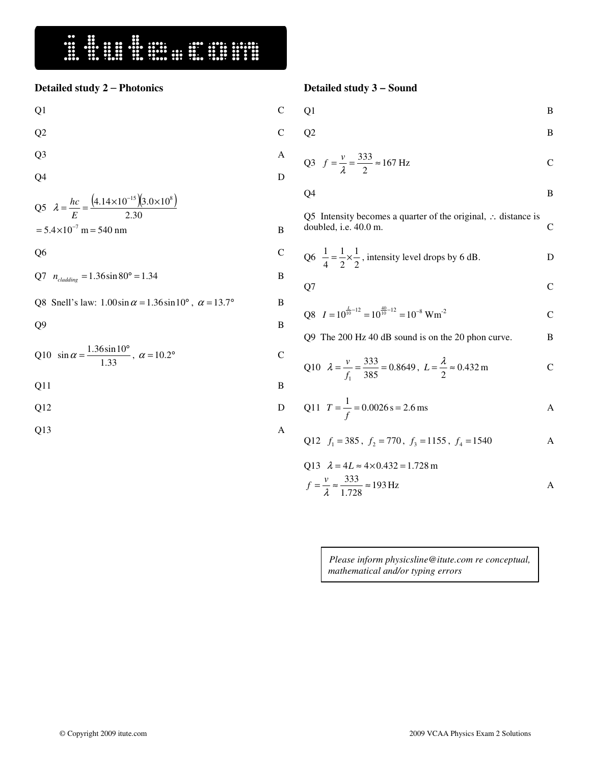itute.com

## Detailed study 2 − Photonics

Q1 C

Q2 C

Q3 A

Q4 D

Q5 $\lambda = \frac{hc}{E} = \frac{(4.14\times10^{-15})(3.0\times10^{8})}{2.30}$
$= 5.4\times10^{-7}$ m $= 540$ nm B

Q6 C

Q7 $n_{cladding} = 1.36\sin 80° = 1.34$ B

Q8 Snell's law: $1.00\sin\alpha = 1.36\sin 10°$, $\alpha = 13.7°$ B

Q9 B

Q10 $\sin\alpha = \frac{1.36\sin 10°}{1.33}$, $\alpha = 10.2°$ C

Q11 B

Q12 D

Q13 A

## Detailed study 3 − Sound

Q1 B

Q2 B

Q3 $f = \frac{v}{\lambda} = \frac{333}{2} \approx 167$ Hz C

Q4 B

Q5 Intensity becomes a quarter of the original, ∴ distance is doubled, i.e. 40.0 m. C

Q6 $\frac{1}{4} = \frac{1}{2}\times\frac{1}{2}$, intensity level drops by 6 dB. D

Q7 C

Q8 $I = 10^{\frac{L}{10}-12} = 10^{\frac{40}{10}-12} = 10^{-8}$ Wm$^{-2}$ C

Q9 The 200 Hz 40 dB sound is on the 20 phon curve. B

Q10 $\lambda = \frac{v}{f_1} = \frac{333}{385} = 0.8649$, $L = \frac{\lambda}{2} \approx 0.432$ m C

Q11 $T = \frac{1}{f} = 0.0026$ s $= 2.6$ ms A

Q12 $f_1 = 385$, $f_2 = 770$, $f_3 = 1155$, $f_4 = 1540$ A

Q13 $\lambda = 4L \approx 4\times0.432 = 1.728$ m
$f = \frac{v}{\lambda} \approx \frac{333}{1.728} \approx 193$ Hz A

*Please inform physicsline@itute.com re conceptual, mathematical and/or typing errors*

© Copyright 2009 itute.com

2009 VCAA Physics Exam 2 Solutions